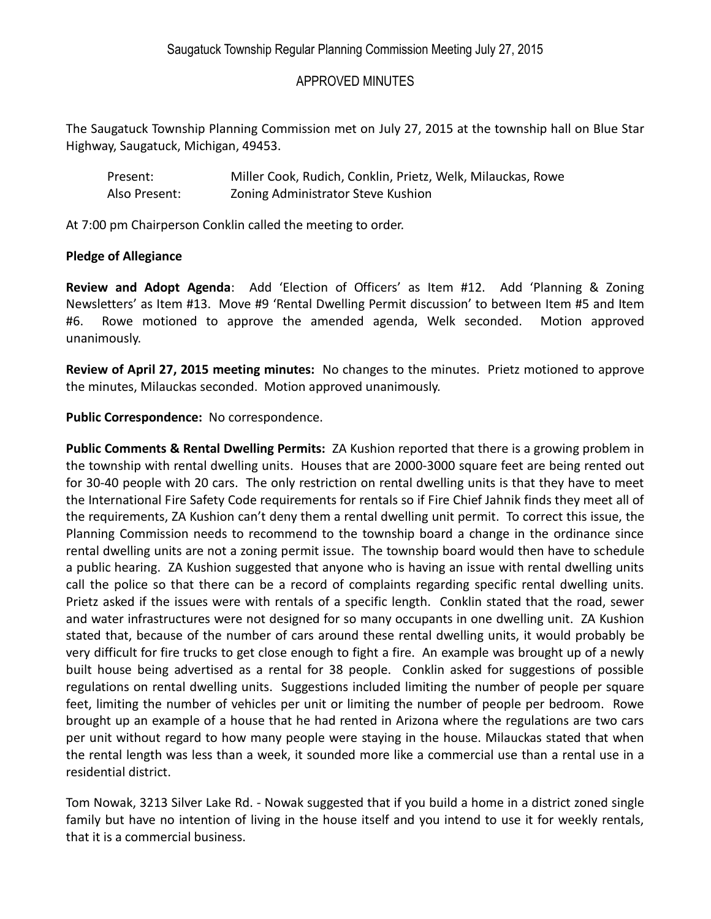Saugatuck Township Regular Planning Commission Meeting July 27, 2015

APPROVED MINUTES

The Saugatuck Township Planning Commission met on July 27, 2015 at the township hall on Blue Star Highway, Saugatuck, Michigan, 49453.

| | |
|---|---|
| Present: | Miller Cook, Rudich, Conklin, Prietz, Welk, Milauckas, Rowe |
| Also Present: | Zoning Administrator Steve Kushion |

At 7:00 pm Chairperson Conklin called the meeting to order.

**Pledge of Allegiance**

**Review and Adopt Agenda**: Add 'Election of Officers' as Item #12. Add 'Planning & Zoning Newsletters' as Item #13. Move #9 'Rental Dwelling Permit discussion' to between Item #5 and Item #6. Rowe motioned to approve the amended agenda, Welk seconded. Motion approved unanimously.

**Review of April 27, 2015 meeting minutes:** No changes to the minutes. Prietz motioned to approve the minutes, Milauckas seconded. Motion approved unanimously.

**Public Correspondence:** No correspondence.

**Public Comments & Rental Dwelling Permits:** ZA Kushion reported that there is a growing problem in the township with rental dwelling units. Houses that are 2000-3000 square feet are being rented out for 30-40 people with 20 cars. The only restriction on rental dwelling units is that they have to meet the International Fire Safety Code requirements for rentals so if Fire Chief Jahnik finds they meet all of the requirements, ZA Kushion can't deny them a rental dwelling unit permit. To correct this issue, the Planning Commission needs to recommend to the township board a change in the ordinance since rental dwelling units are not a zoning permit issue. The township board would then have to schedule a public hearing. ZA Kushion suggested that anyone who is having an issue with rental dwelling units call the police so that there can be a record of complaints regarding specific rental dwelling units. Prietz asked if the issues were with rentals of a specific length. Conklin stated that the road, sewer and water infrastructures were not designed for so many occupants in one dwelling unit. ZA Kushion stated that, because of the number of cars around these rental dwelling units, it would probably be very difficult for fire trucks to get close enough to fight a fire. An example was brought up of a newly built house being advertised as a rental for 38 people. Conklin asked for suggestions of possible regulations on rental dwelling units. Suggestions included limiting the number of people per square feet, limiting the number of vehicles per unit or limiting the number of people per bedroom. Rowe brought up an example of a house that he had rented in Arizona where the regulations are two cars per unit without regard to how many people were staying in the house. Milauckas stated that when the rental length was less than a week, it sounded more like a commercial use than a rental use in a residential district.

Tom Nowak, 3213 Silver Lake Rd. - Nowak suggested that if you build a home in a district zoned single family but have no intention of living in the house itself and you intend to use it for weekly rentals, that it is a commercial business.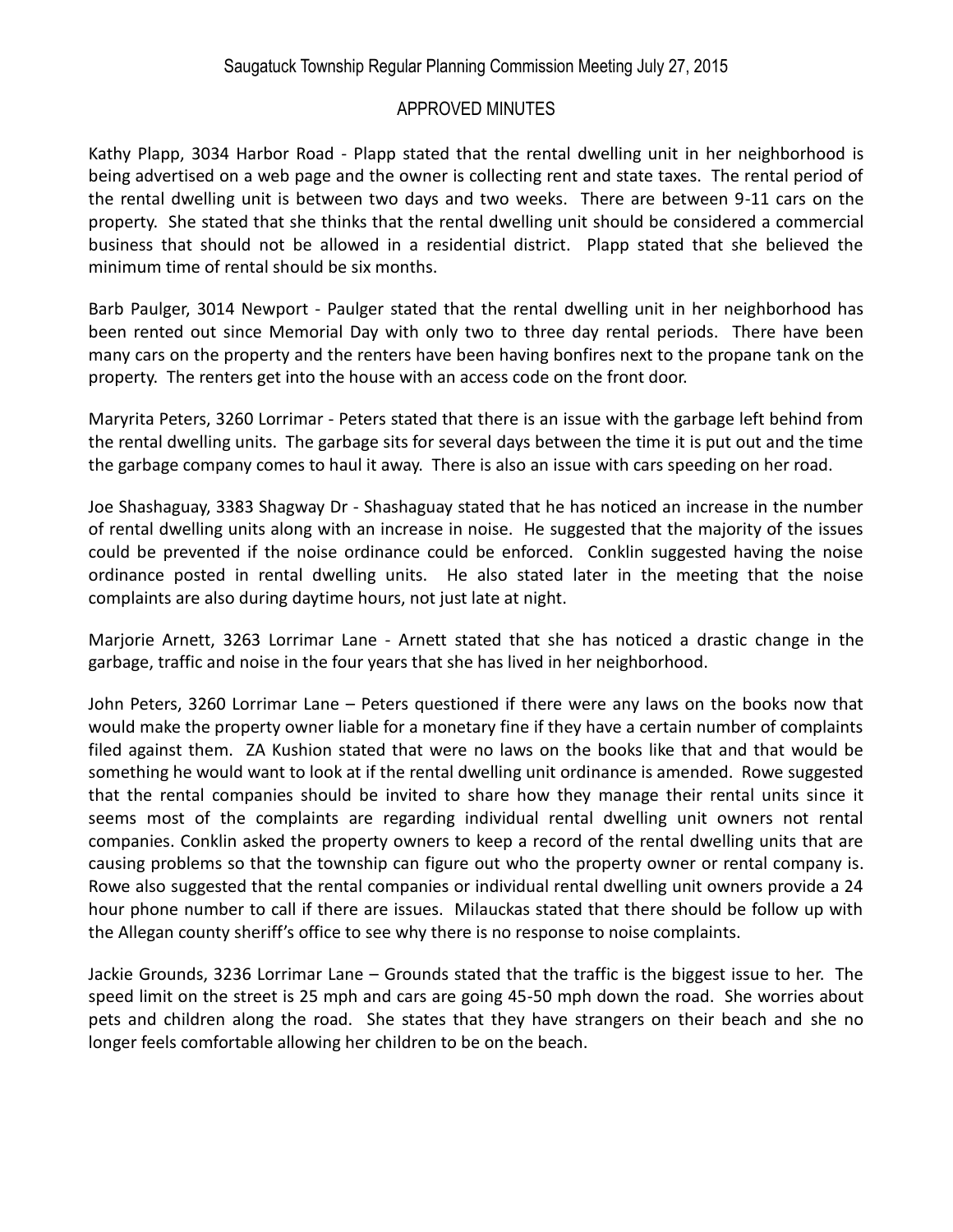Kathy Plapp, 3034 Harbor Road - Plapp stated that the rental dwelling unit in her neighborhood is being advertised on a web page and the owner is collecting rent and state taxes. The rental period of the rental dwelling unit is between two days and two weeks. There are between 9-11 cars on the property. She stated that she thinks that the rental dwelling unit should be considered a commercial business that should not be allowed in a residential district. Plapp stated that she believed the minimum time of rental should be six months.

Barb Paulger, 3014 Newport - Paulger stated that the rental dwelling unit in her neighborhood has been rented out since Memorial Day with only two to three day rental periods. There have been many cars on the property and the renters have been having bonfires next to the propane tank on the property. The renters get into the house with an access code on the front door.

Maryrita Peters, 3260 Lorrimar - Peters stated that there is an issue with the garbage left behind from the rental dwelling units. The garbage sits for several days between the time it is put out and the time the garbage company comes to haul it away. There is also an issue with cars speeding on her road.

Joe Shashaguay, 3383 Shagway Dr - Shashaguay stated that he has noticed an increase in the number of rental dwelling units along with an increase in noise. He suggested that the majority of the issues could be prevented if the noise ordinance could be enforced. Conklin suggested having the noise ordinance posted in rental dwelling units. He also stated later in the meeting that the noise complaints are also during daytime hours, not just late at night.

Marjorie Arnett, 3263 Lorrimar Lane - Arnett stated that she has noticed a drastic change in the garbage, traffic and noise in the four years that she has lived in her neighborhood.

John Peters, 3260 Lorrimar Lane – Peters questioned if there were any laws on the books now that would make the property owner liable for a monetary fine if they have a certain number of complaints filed against them. ZA Kushion stated that were no laws on the books like that and that would be something he would want to look at if the rental dwelling unit ordinance is amended. Rowe suggested that the rental companies should be invited to share how they manage their rental units since it seems most of the complaints are regarding individual rental dwelling unit owners not rental companies. Conklin asked the property owners to keep a record of the rental dwelling units that are causing problems so that the township can figure out who the property owner or rental company is. Rowe also suggested that the rental companies or individual rental dwelling unit owners provide a 24 hour phone number to call if there are issues. Milauckas stated that there should be follow up with the Allegan county sheriff's office to see why there is no response to noise complaints.

Jackie Grounds, 3236 Lorrimar Lane – Grounds stated that the traffic is the biggest issue to her. The speed limit on the street is 25 mph and cars are going 45-50 mph down the road. She worries about pets and children along the road. She states that they have strangers on their beach and she no longer feels comfortable allowing her children to be on the beach.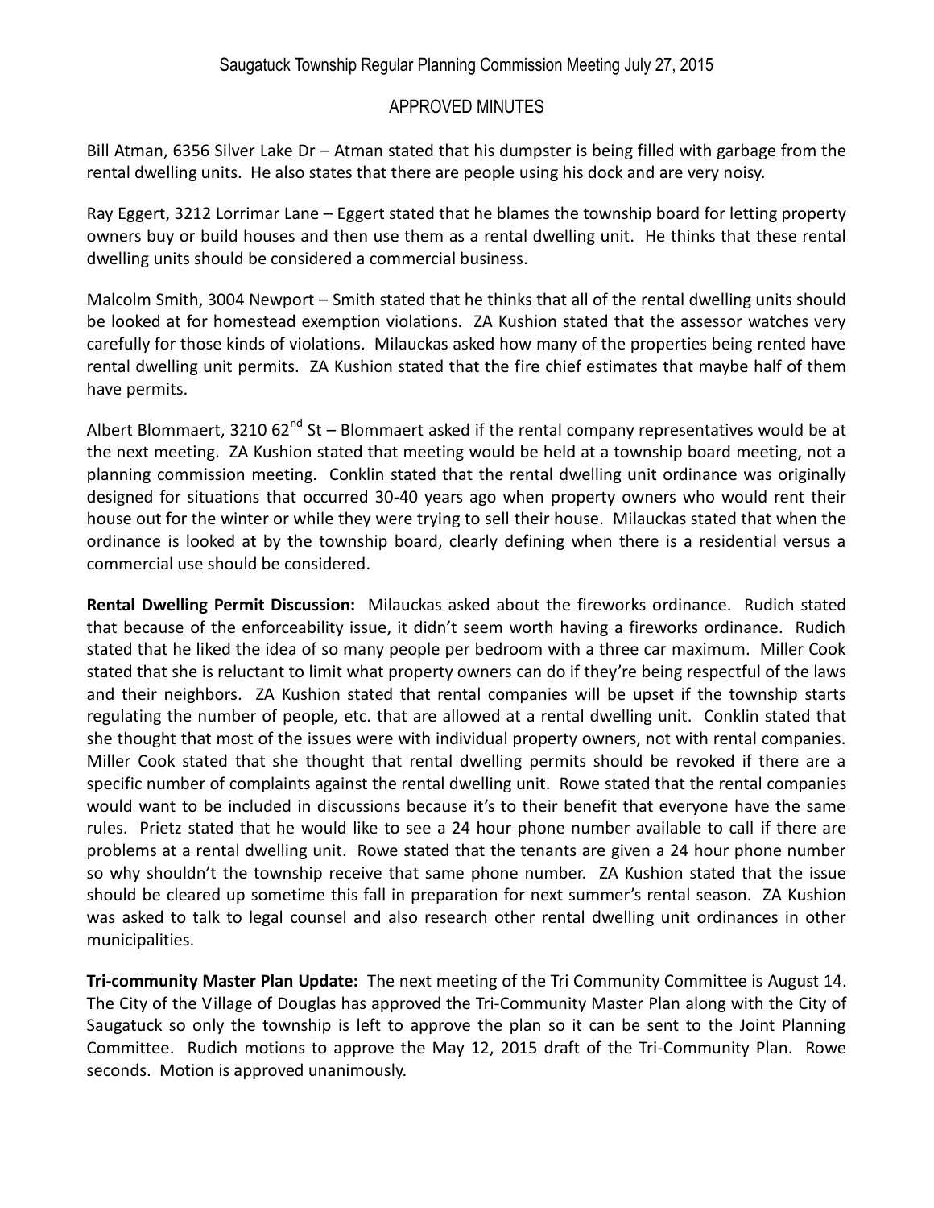Bill Atman, 6356 Silver Lake Dr – Atman stated that his dumpster is being filled with garbage from the rental dwelling units. He also states that there are people using his dock and are very noisy.

Ray Eggert, 3212 Lorrimar Lane – Eggert stated that he blames the township board for letting property owners buy or build houses and then use them as a rental dwelling unit. He thinks that these rental dwelling units should be considered a commercial business.

Malcolm Smith, 3004 Newport – Smith stated that he thinks that all of the rental dwelling units should be looked at for homestead exemption violations. ZA Kushion stated that the assessor watches very carefully for those kinds of violations. Milauckas asked how many of the properties being rented have rental dwelling unit permits. ZA Kushion stated that the fire chief estimates that maybe half of them have permits.

Albert Blommaert, 3210 62nd St – Blommaert asked if the rental company representatives would be at the next meeting. ZA Kushion stated that meeting would be held at a township board meeting, not a planning commission meeting. Conklin stated that the rental dwelling unit ordinance was originally designed for situations that occurred 30-40 years ago when property owners who would rent their house out for the winter or while they were trying to sell their house. Milauckas stated that when the ordinance is looked at by the township board, clearly defining when there is a residential versus a commercial use should be considered.

**Rental Dwelling Permit Discussion:** Milauckas asked about the fireworks ordinance. Rudich stated that because of the enforceability issue, it didn't seem worth having a fireworks ordinance. Rudich stated that he liked the idea of so many people per bedroom with a three car maximum. Miller Cook stated that she is reluctant to limit what property owners can do if they're being respectful of the laws and their neighbors. ZA Kushion stated that rental companies will be upset if the township starts regulating the number of people, etc. that are allowed at a rental dwelling unit. Conklin stated that she thought that most of the issues were with individual property owners, not with rental companies. Miller Cook stated that she thought that rental dwelling permits should be revoked if there are a specific number of complaints against the rental dwelling unit. Rowe stated that the rental companies would want to be included in discussions because it's to their benefit that everyone have the same rules. Prietz stated that he would like to see a 24 hour phone number available to call if there are problems at a rental dwelling unit. Rowe stated that the tenants are given a 24 hour phone number so why shouldn't the township receive that same phone number. ZA Kushion stated that the issue should be cleared up sometime this fall in preparation for next summer's rental season. ZA Kushion was asked to talk to legal counsel and also research other rental dwelling unit ordinances in other municipalities.

**Tri-community Master Plan Update:** The next meeting of the Tri Community Committee is August 14. The City of the Village of Douglas has approved the Tri-Community Master Plan along with the City of Saugatuck so only the township is left to approve the plan so it can be sent to the Joint Planning Committee. Rudich motions to approve the May 12, 2015 draft of the Tri-Community Plan. Rowe seconds. Motion is approved unanimously.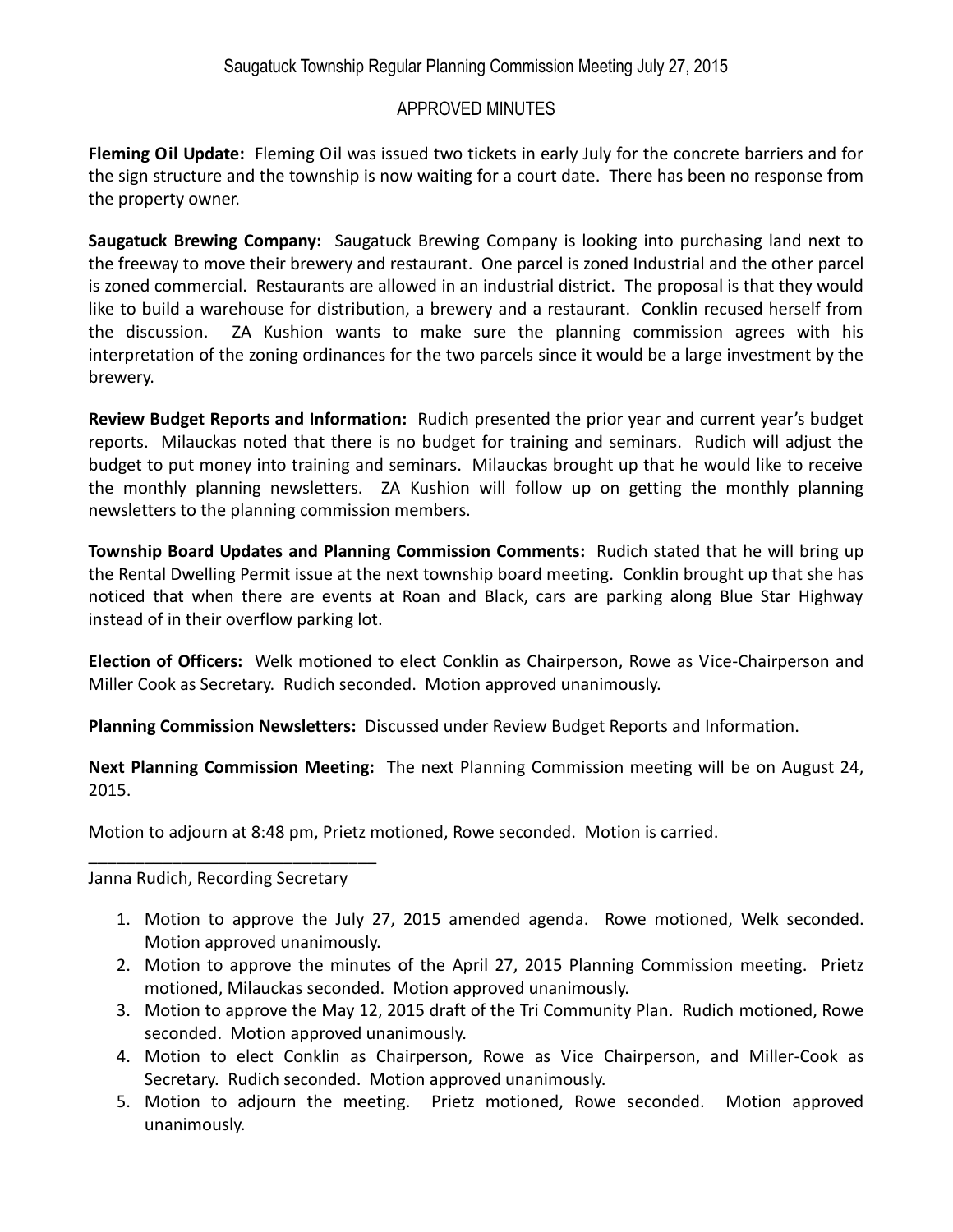Saugatuck Township Regular Planning Commission Meeting July 27, 2015

APPROVED MINUTES

**Fleming Oil Update:** Fleming Oil was issued two tickets in early July for the concrete barriers and for the sign structure and the township is now waiting for a court date. There has been no response from the property owner.

**Saugatuck Brewing Company:** Saugatuck Brewing Company is looking into purchasing land next to the freeway to move their brewery and restaurant. One parcel is zoned Industrial and the other parcel is zoned commercial. Restaurants are allowed in an industrial district. The proposal is that they would like to build a warehouse for distribution, a brewery and a restaurant. Conklin recused herself from the discussion. ZA Kushion wants to make sure the planning commission agrees with his interpretation of the zoning ordinances for the two parcels since it would be a large investment by the brewery.

**Review Budget Reports and Information:** Rudich presented the prior year and current year's budget reports. Milauckas noted that there is no budget for training and seminars. Rudich will adjust the budget to put money into training and seminars. Milauckas brought up that he would like to receive the monthly planning newsletters. ZA Kushion will follow up on getting the monthly planning newsletters to the planning commission members.

**Township Board Updates and Planning Commission Comments:** Rudich stated that he will bring up the Rental Dwelling Permit issue at the next township board meeting. Conklin brought up that she has noticed that when there are events at Roan and Black, cars are parking along Blue Star Highway instead of in their overflow parking lot.

**Election of Officers:** Welk motioned to elect Conklin as Chairperson, Rowe as Vice-Chairperson and Miller Cook as Secretary. Rudich seconded. Motion approved unanimously.

**Planning Commission Newsletters:** Discussed under Review Budget Reports and Information.

**Next Planning Commission Meeting:** The next Planning Commission meeting will be on August 24, 2015.

Motion to adjourn at 8:48 pm, Prietz motioned, Rowe seconded. Motion is carried.

_______________________________
Janna Rudich, Recording Secretary

1. Motion to approve the July 27, 2015 amended agenda. Rowe motioned, Welk seconded. Motion approved unanimously.
2. Motion to approve the minutes of the April 27, 2015 Planning Commission meeting. Prietz motioned, Milauckas seconded. Motion approved unanimously.
3. Motion to approve the May 12, 2015 draft of the Tri Community Plan. Rudich motioned, Rowe seconded. Motion approved unanimously.
4. Motion to elect Conklin as Chairperson, Rowe as Vice Chairperson, and Miller-Cook as Secretary. Rudich seconded. Motion approved unanimously.
5. Motion to adjourn the meeting. Prietz motioned, Rowe seconded. Motion approved unanimously.